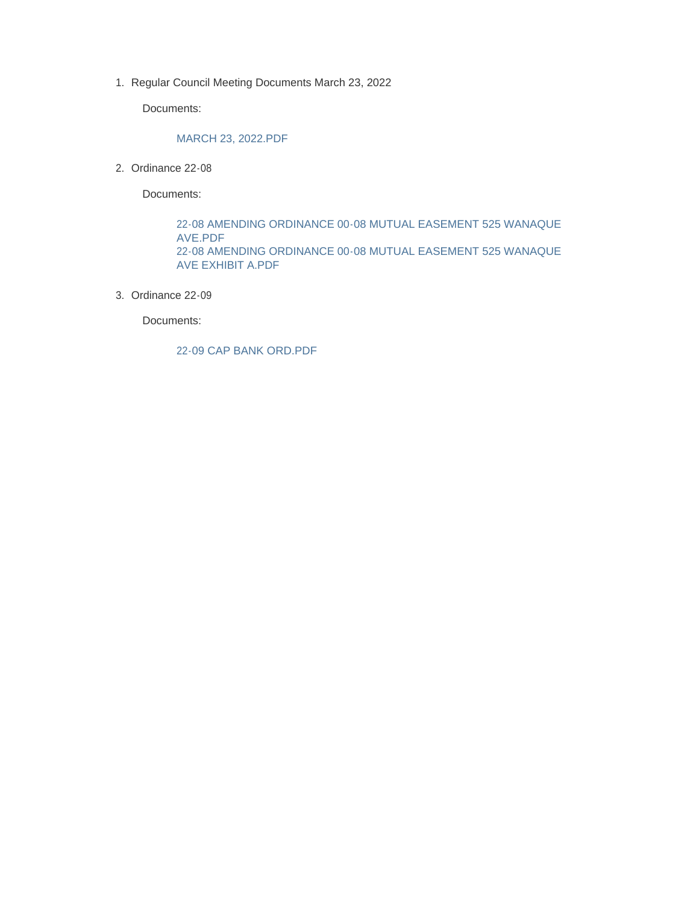1. Regular Council Meeting Documents March 23, 2022

   Documents:

   MARCH 23, 2022.PDF

2. Ordinance 22-08

   Documents:

   22-08 AMENDING ORDINANCE 00-08 MUTUAL EASEMENT 525 WANAQUE AVE.PDF
   22-08 AMENDING ORDINANCE 00-08 MUTUAL EASEMENT 525 WANAQUE AVE EXHIBIT A.PDF

3. Ordinance 22-09

   Documents:

   22-09 CAP BANK ORD.PDF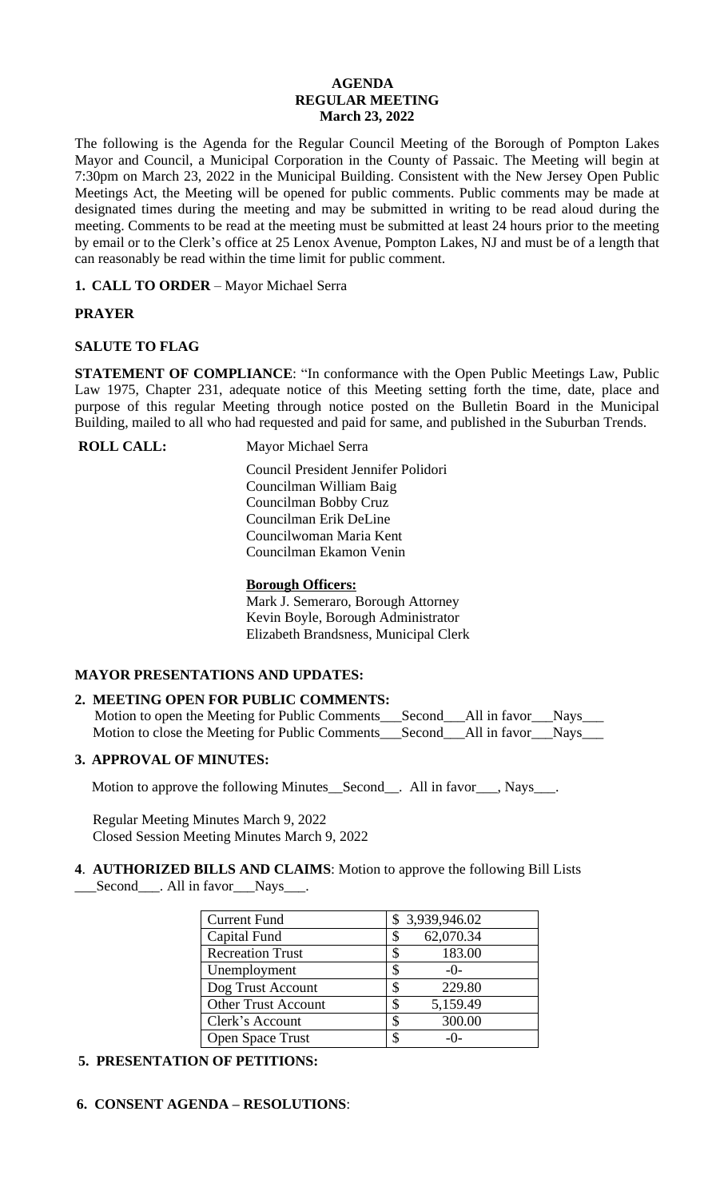# AGENDA
## REGULAR MEETING
### March 23, 2022

The following is the Agenda for the Regular Council Meeting of the Borough of Pompton Lakes Mayor and Council, a Municipal Corporation in the County of Passaic. The Meeting will begin at 7:30pm on March 23, 2022 in the Municipal Building. Consistent with the New Jersey Open Public Meetings Act, the Meeting will be opened for public comments. Public comments may be made at designated times during the meeting and may be submitted in writing to be read aloud during the meeting. Comments to be read at the meeting must be submitted at least 24 hours prior to the meeting by email or to the Clerk's office at 25 Lenox Avenue, Pompton Lakes, NJ and must be of a length that can reasonably be read within the time limit for public comment.

**1. CALL TO ORDER** – Mayor Michael Serra

**PRAYER**

**SALUTE TO FLAG**

**STATEMENT OF COMPLIANCE**: "In conformance with the Open Public Meetings Law, Public Law 1975, Chapter 231, adequate notice of this Meeting setting forth the time, date, place and purpose of this regular Meeting through notice posted on the Bulletin Board in the Municipal Building, mailed to all who had requested and paid for same, and published in the Suburban Trends.

**ROLL CALL:** Mayor Michael Serra

Council President Jennifer Polidori
Councilman William Baig
Councilman Bobby Cruz
Councilman Erik DeLine
Councilwoman Maria Kent
Councilman Ekamon Venin

**Borough Officers:**
Mark J. Semeraro, Borough Attorney
Kevin Boyle, Borough Administrator
Elizabeth Brandsness, Municipal Clerk

**MAYOR PRESENTATIONS AND UPDATES:**

**2. MEETING OPEN FOR PUBLIC COMMENTS:**
Motion to open the Meeting for Public Comments\_\_\_Second\_\_\_All in favor\_\_\_Nays\_\_\_
Motion to close the Meeting for Public Comments\_\_\_Second\_\_\_All in favor\_\_\_Nays\_\_\_

**3. APPROVAL OF MINUTES:**

Motion to approve the following Minutes\_\_Second\_\_. All in favor\_\_\_, Nays\_\_\_.

Regular Meeting Minutes March 9, 2022
Closed Session Meeting Minutes March 9, 2022

**4. AUTHORIZED BILLS AND CLAIMS**: Motion to approve the following Bill Lists \_\_\_Second\_\_\_. All in favor\_\_\_Nays\_\_\_.

| Current Fund | $ 3,939,946.02 |
|---|---|
| Capital Fund | $ 62,070.34 |
| Recreation Trust | $ 183.00 |
| Unemployment | $ -0- |
| Dog Trust Account | $ 229.80 |
| Other Trust Account | $ 5,159.49 |
| Clerk's Account | $ 300.00 |
| Open Space Trust | $ -0- |

**5. PRESENTATION OF PETITIONS:**

**6. CONSENT AGENDA – RESOLUTIONS**: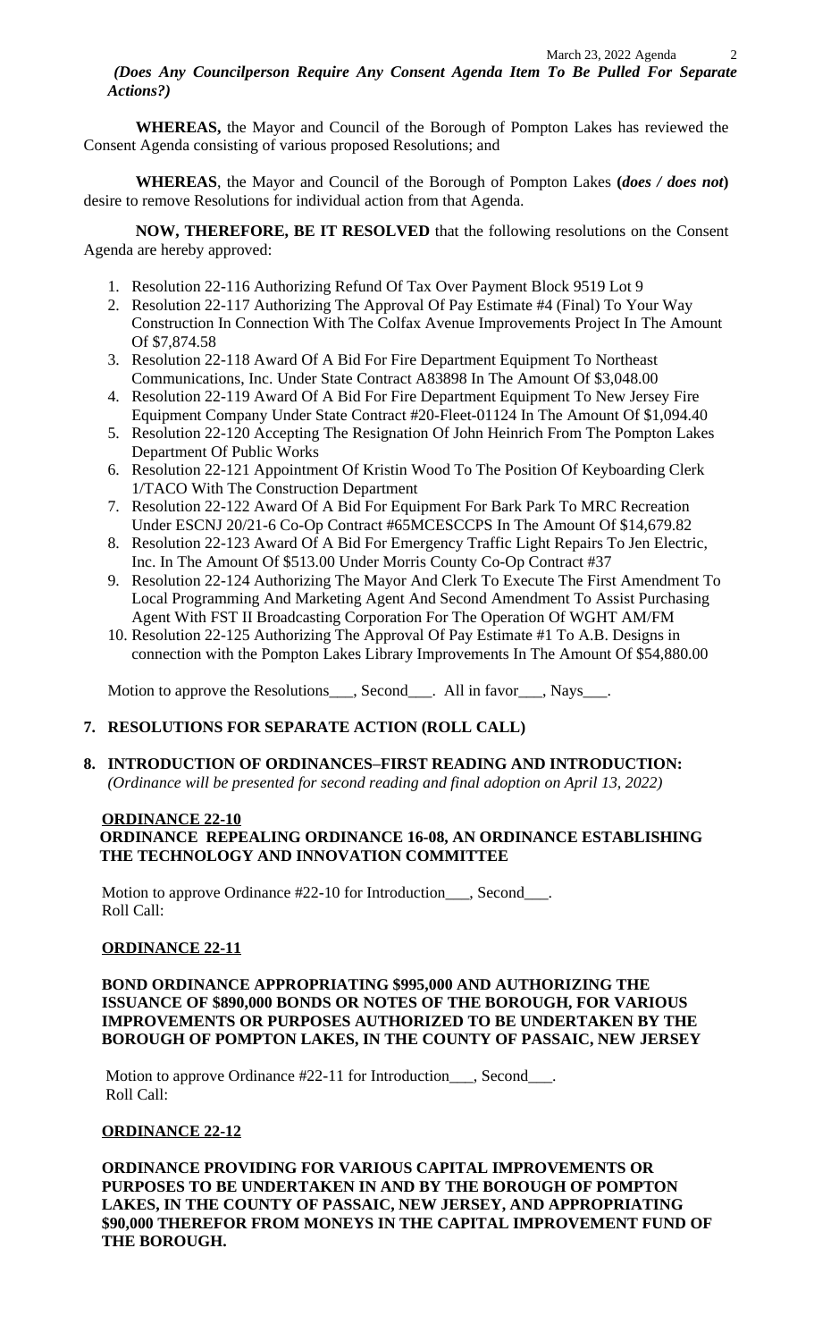***(Does Any Councilperson Require Any Consent Agenda Item To Be Pulled For Separate Actions?)***

**WHEREAS,** the Mayor and Council of the Borough of Pompton Lakes has reviewed the Consent Agenda consisting of various proposed Resolutions; and

**WHEREAS**, the Mayor and Council of the Borough of Pompton Lakes **(*does / does not*)** desire to remove Resolutions for individual action from that Agenda.

**NOW, THEREFORE, BE IT RESOLVED** that the following resolutions on the Consent Agenda are hereby approved:

1. Resolution 22-116 Authorizing Refund Of Tax Over Payment Block 9519 Lot 9
2. Resolution 22-117 Authorizing The Approval Of Pay Estimate #4 (Final) To Your Way Construction In Connection With The Colfax Avenue Improvements Project In The Amount Of $7,874.58
3. Resolution 22-118 Award Of A Bid For Fire Department Equipment To Northeast Communications, Inc. Under State Contract A83898 In The Amount Of $3,048.00
4. Resolution 22-119 Award Of A Bid For Fire Department Equipment To New Jersey Fire Equipment Company Under State Contract #20-Fleet-01124 In The Amount Of $1,094.40
5. Resolution 22-120 Accepting The Resignation Of John Heinrich From The Pompton Lakes Department Of Public Works
6. Resolution 22-121 Appointment Of Kristin Wood To The Position Of Keyboarding Clerk 1/TACO With The Construction Department
7. Resolution 22-122 Award Of A Bid For Equipment For Bark Park To MRC Recreation Under ESCNJ 20/21-6 Co-Op Contract #65MCESCCPS In The Amount Of $14,679.82
8. Resolution 22-123 Award Of A Bid For Emergency Traffic Light Repairs To Jen Electric, Inc. In The Amount Of $513.00 Under Morris County Co-Op Contract #37
9. Resolution 22-124 Authorizing The Mayor And Clerk To Execute The First Amendment To Local Programming And Marketing Agent And Second Amendment To Assist Purchasing Agent With FST II Broadcasting Corporation For The Operation Of WGHT AM/FM
10. Resolution 22-125 Authorizing The Approval Of Pay Estimate #1 To A.B. Designs in connection with the Pompton Lakes Library Improvements In The Amount Of $54,880.00

Motion to approve the Resolutions___, Second___. All in favor___, Nays___.

## 7. RESOLUTIONS FOR SEPARATE ACTION (ROLL CALL)

## 8. INTRODUCTION OF ORDINANCES–FIRST READING AND INTRODUCTION:

*(Ordinance will be presented for second reading and final adoption on April 13, 2022)*

**ORDINANCE 22-10**

**ORDINANCE REPEALING ORDINANCE 16-08, AN ORDINANCE ESTABLISHING THE TECHNOLOGY AND INNOVATION COMMITTEE**

Motion to approve Ordinance #22-10 for Introduction___, Second___.
Roll Call:

**ORDINANCE 22-11**

**BOND ORDINANCE APPROPRIATING $995,000 AND AUTHORIZING THE ISSUANCE OF $890,000 BONDS OR NOTES OF THE BOROUGH, FOR VARIOUS IMPROVEMENTS OR PURPOSES AUTHORIZED TO BE UNDERTAKEN BY THE BOROUGH OF POMPTON LAKES, IN THE COUNTY OF PASSAIC, NEW JERSEY**

Motion to approve Ordinance #22-11 for Introduction___, Second___.
Roll Call:

**ORDINANCE 22-12**

**ORDINANCE PROVIDING FOR VARIOUS CAPITAL IMPROVEMENTS OR PURPOSES TO BE UNDERTAKEN IN AND BY THE BOROUGH OF POMPTON LAKES, IN THE COUNTY OF PASSAIC, NEW JERSEY, AND APPROPRIATING $90,000 THEREFOR FROM MONEYS IN THE CAPITAL IMPROVEMENT FUND OF THE BOROUGH.**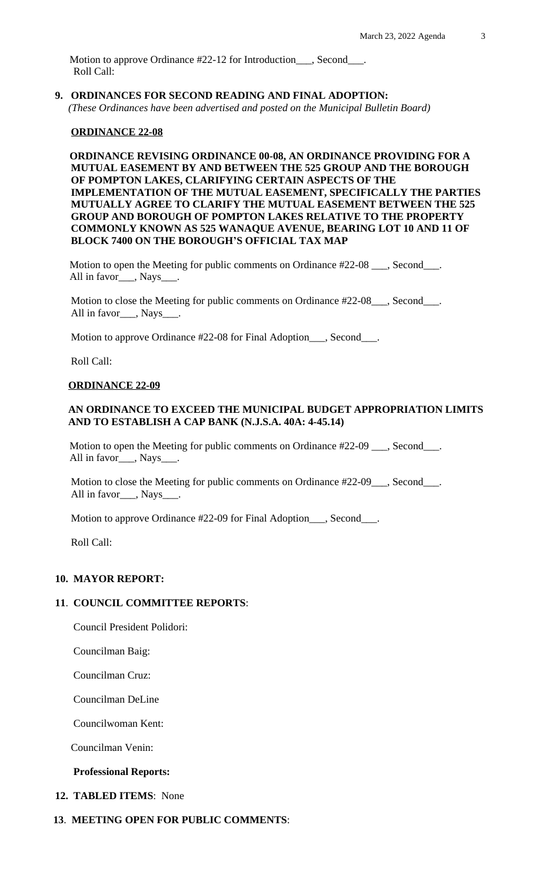Motion to approve Ordinance #22-12 for Introduction___, Second___.
Roll Call:

**9. ORDINANCES FOR SECOND READING AND FINAL ADOPTION:**
*(These Ordinances have been advertised and posted on the Municipal Bulletin Board)*

**ORDINANCE 22-08**

**ORDINANCE REVISING ORDINANCE 00-08, AN ORDINANCE PROVIDING FOR A MUTUAL EASEMENT BY AND BETWEEN THE 525 GROUP AND THE BOROUGH OF POMPTON LAKES, CLARIFYING CERTAIN ASPECTS OF THE IMPLEMENTATION OF THE MUTUAL EASEMENT, SPECIFICALLY THE PARTIES MUTUALLY AGREE TO CLARIFY THE MUTUAL EASEMENT BETWEEN THE 525 GROUP AND BOROUGH OF POMPTON LAKES RELATIVE TO THE PROPERTY COMMONLY KNOWN AS 525 WANAQUE AVENUE, BEARING LOT 10 AND 11 OF BLOCK 7400 ON THE BOROUGH'S OFFICIAL TAX MAP**

Motion to open the Meeting for public comments on Ordinance #22-08 ___, Second___.
All in favor___, Nays___.

Motion to close the Meeting for public comments on Ordinance #22-08___, Second___.
All in favor___, Nays___.

Motion to approve Ordinance #22-08 for Final Adoption___, Second___.

Roll Call:

**ORDINANCE 22-09**

**AN ORDINANCE TO EXCEED THE MUNICIPAL BUDGET APPROPRIATION LIMITS AND TO ESTABLISH A CAP BANK (N.J.S.A. 40A: 4-45.14)**

Motion to open the Meeting for public comments on Ordinance #22-09 ___, Second___.
All in favor___, Nays___.

Motion to close the Meeting for public comments on Ordinance #22-09___, Second___.
All in favor___, Nays___.

Motion to approve Ordinance #22-09 for Final Adoption___, Second___.

Roll Call:

**10. MAYOR REPORT:**

**11. COUNCIL COMMITTEE REPORTS:**

Council President Polidori:

Councilman Baig:

Councilman Cruz:

Councilman DeLine

Councilwoman Kent:

Councilman Venin:

**Professional Reports:**

**12. TABLED ITEMS**: None

**13. MEETING OPEN FOR PUBLIC COMMENTS**: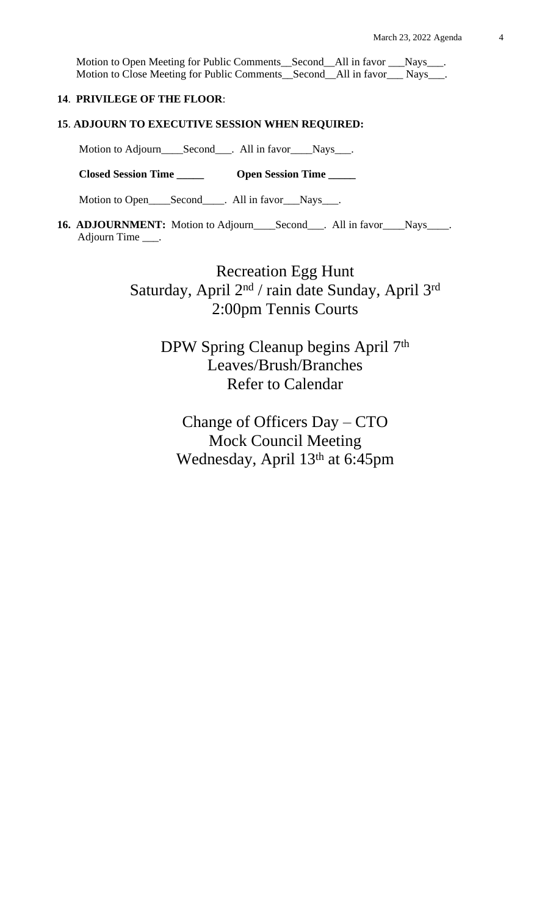Motion to Open Meeting for Public Comments__Second__All in favor ___Nays___.
Motion to Close Meeting for Public Comments__Second__All in favor___ Nays___.

**14**. **PRIVILEGE OF THE FLOOR**:

**15**. **ADJOURN TO EXECUTIVE SESSION WHEN REQUIRED:**

Motion to Adjourn____Second___. All in favor____Nays___.

**Closed Session Time _____** **Open Session Time _____**

Motion to Open____Second____. All in favor___Nays___.

**16. ADJOURNMENT:** Motion to Adjourn____Second___. All in favor____Nays____. Adjourn Time ___.

Recreation Egg Hunt
Saturday, April 2nd / rain date Sunday, April 3rd
2:00pm Tennis Courts

DPW Spring Cleanup begins April 7th
Leaves/Brush/Branches
Refer to Calendar

Change of Officers Day – CTO
Mock Council Meeting
Wednesday, April 13th at 6:45pm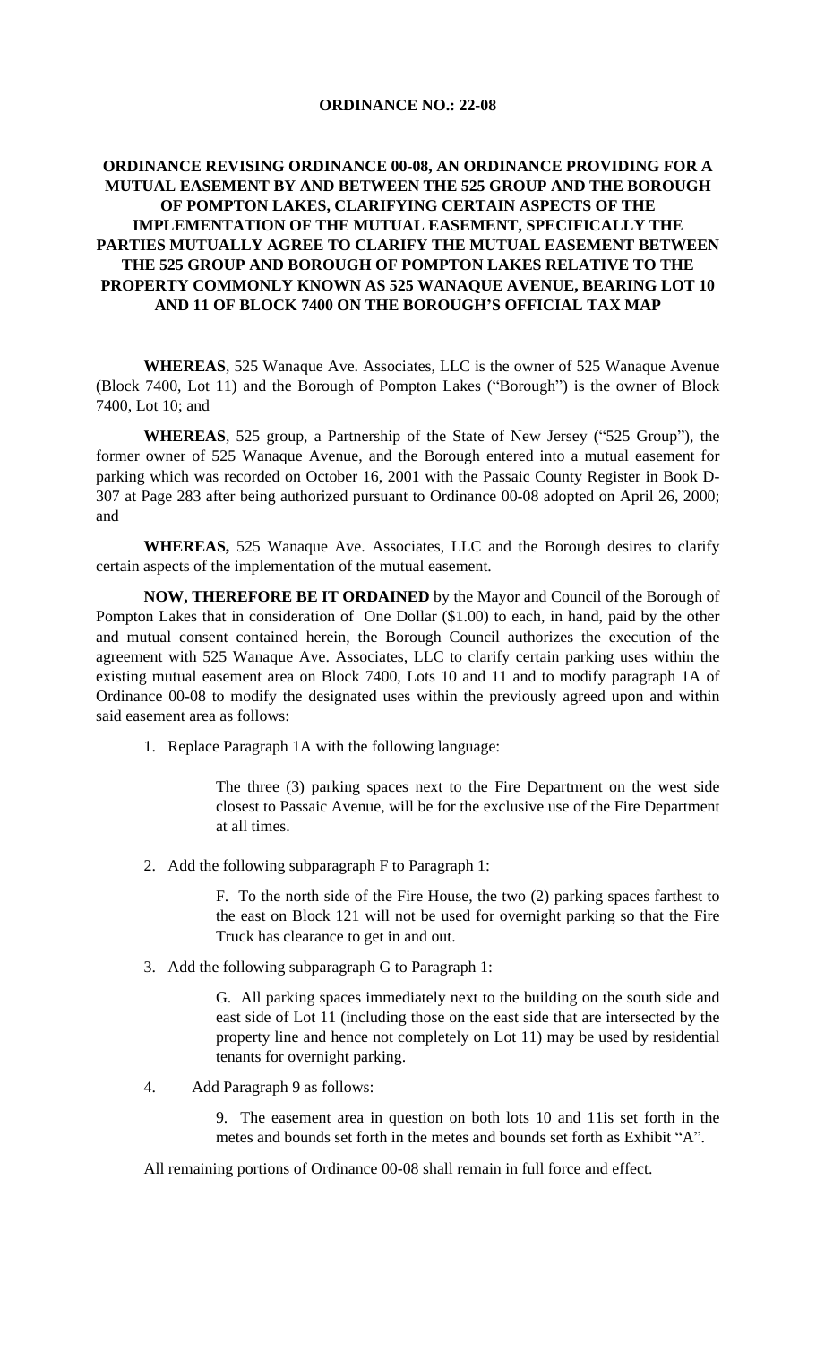**ORDINANCE NO.: 22-08**

**ORDINANCE REVISING ORDINANCE 00-08, AN ORDINANCE PROVIDING FOR A MUTUAL EASEMENT BY AND BETWEEN THE 525 GROUP AND THE BOROUGH OF POMPTON LAKES, CLARIFYING CERTAIN ASPECTS OF THE IMPLEMENTATION OF THE MUTUAL EASEMENT, SPECIFICALLY THE PARTIES MUTUALLY AGREE TO CLARIFY THE MUTUAL EASEMENT BETWEEN THE 525 GROUP AND BOROUGH OF POMPTON LAKES RELATIVE TO THE PROPERTY COMMONLY KNOWN AS 525 WANAQUE AVENUE, BEARING LOT 10 AND 11 OF BLOCK 7400 ON THE BOROUGH'S OFFICIAL TAX MAP**

**WHEREAS**, 525 Wanaque Ave. Associates, LLC is the owner of 525 Wanaque Avenue (Block 7400, Lot 11) and the Borough of Pompton Lakes ("Borough") is the owner of Block 7400, Lot 10; and

**WHEREAS**, 525 group, a Partnership of the State of New Jersey ("525 Group"), the former owner of 525 Wanaque Avenue, and the Borough entered into a mutual easement for parking which was recorded on October 16, 2001 with the Passaic County Register in Book D-307 at Page 283 after being authorized pursuant to Ordinance 00-08 adopted on April 26, 2000; and

**WHEREAS,** 525 Wanaque Ave. Associates, LLC and the Borough desires to clarify certain aspects of the implementation of the mutual easement.

**NOW, THEREFORE BE IT ORDAINED** by the Mayor and Council of the Borough of Pompton Lakes that in consideration of One Dollar ($1.00) to each, in hand, paid by the other and mutual consent contained herein, the Borough Council authorizes the execution of the agreement with 525 Wanaque Ave. Associates, LLC to clarify certain parking uses within the existing mutual easement area on Block 7400, Lots 10 and 11 and to modify paragraph 1A of Ordinance 00-08 to modify the designated uses within the previously agreed upon and within said easement area as follows:

1. Replace Paragraph 1A with the following language:

   The three (3) parking spaces next to the Fire Department on the west side closest to Passaic Avenue, will be for the exclusive use of the Fire Department at all times.

2. Add the following subparagraph F to Paragraph 1:

   F. To the north side of the Fire House, the two (2) parking spaces farthest to the east on Block 121 will not be used for overnight parking so that the Fire Truck has clearance to get in and out.

3. Add the following subparagraph G to Paragraph 1:

   G. All parking spaces immediately next to the building on the south side and east side of Lot 11 (including those on the east side that are intersected by the property line and hence not completely on Lot 11) may be used by residential tenants for overnight parking.

4. Add Paragraph 9 as follows:

   9. The easement area in question on both lots 10 and 11is set forth in the metes and bounds set forth in the metes and bounds set forth as Exhibit "A".

All remaining portions of Ordinance 00-08 shall remain in full force and effect.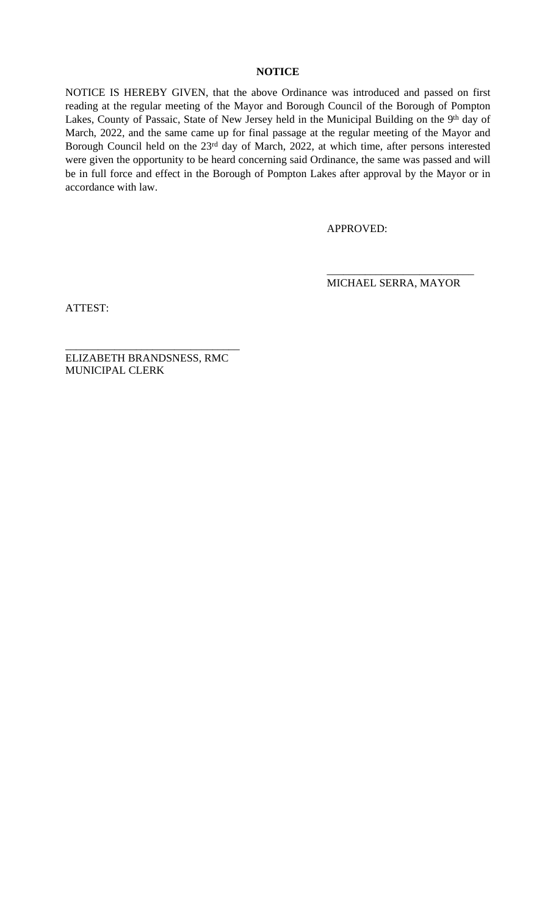**NOTICE**

NOTICE IS HEREBY GIVEN, that the above Ordinance was introduced and passed on first reading at the regular meeting of the Mayor and Borough Council of the Borough of Pompton Lakes, County of Passaic, State of New Jersey held in the Municipal Building on the 9th day of March, 2022, and the same came up for final passage at the regular meeting of the Mayor and Borough Council held on the 23rd day of March, 2022, at which time, after persons interested were given the opportunity to be heard concerning said Ordinance, the same was passed and will be in full force and effect in the Borough of Pompton Lakes after approval by the Mayor or in accordance with law.

APPROVED:

___________________________
MICHAEL SERRA, MAYOR

ATTEST:

_______________________________
ELIZABETH BRANDSNESS, RMC
MUNICIPAL CLERK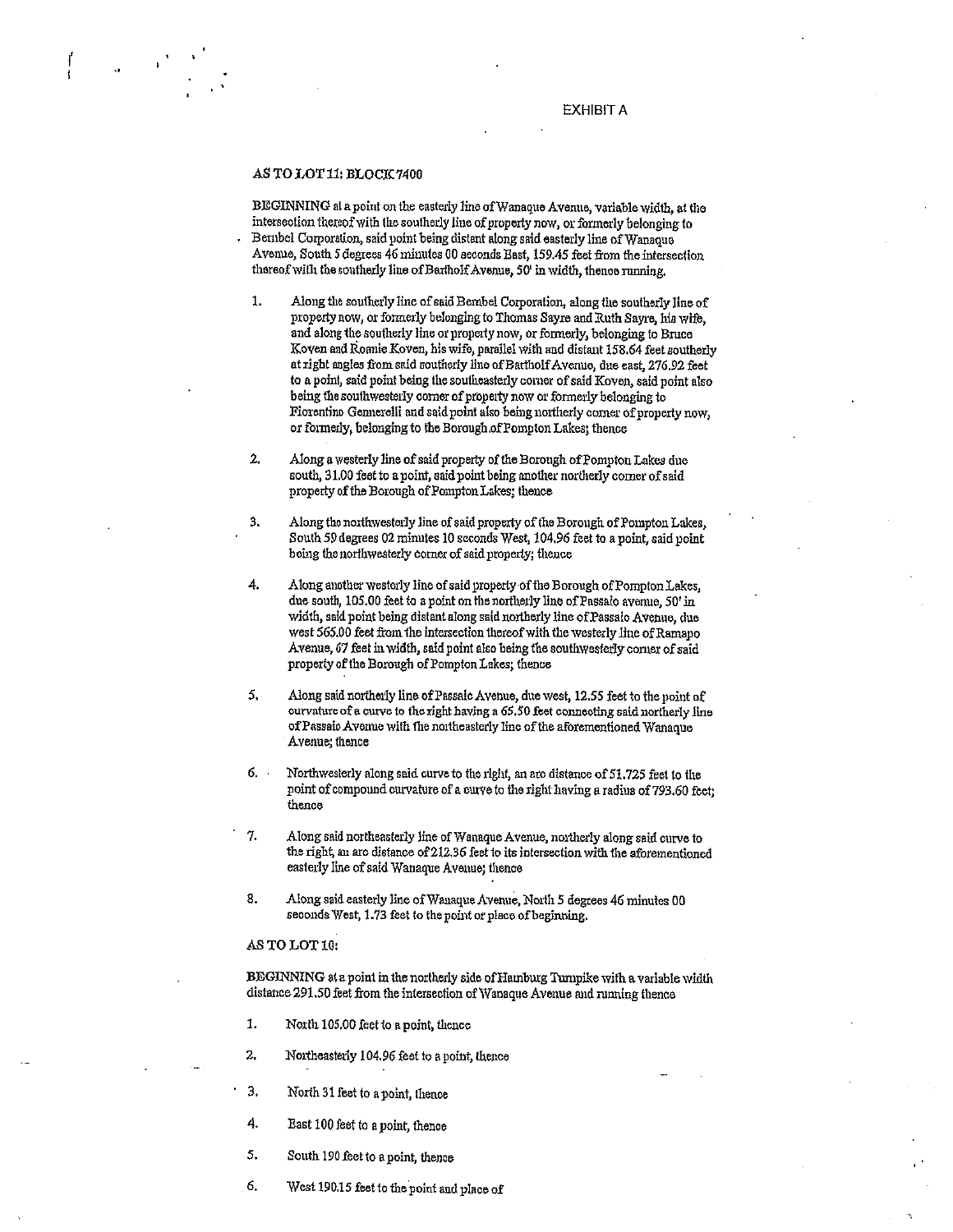EXHIBIT A

AS TO LOT 11; BLOCK 7400

BEGINNING at a point on the easterly line of Wanaque Avenue, variable width, at the intersection thereof with the southerly line of property now, or formerly belonging to Bembel Corporation, said point being distant along said easterly line of Wanaque Avenue, South 5 degrees 46 minutes 00 seconds East, 159.45 feet from the intersection thereof with the southerly line of Bartholf Avenue, 50' in width, thence running,

1. Along the southerly line of said Bembel Corporation, along the southerly line of property now, or formerly belonging to Thomas Sayre and Ruth Sayre, his wife, and along the southerly line or property now, or formerly, belonging to Bruce Koven and Ronnie Koven, his wife, parallel with and distant 158.64 feet southerly at right angles from said southerly line of Bartholf Avenue, due east, 276.92 feet to a point, said point being the southeasterly corner of said Koven, said point also being the southwesterly corner of property now or formerly belonging to Fiorentino Gemerelli and said point also being northerly corner of property now, or formerly, belonging to the Borough of Pompton Lakes; thence

2. Along a westerly line of said property of the Borough of Pompton Lakes due south, 31.00 feet to a point, said point being another northerly corner of said property of the Borough of Pompton Lakes; thence

3. Along the northwesterly line of said property of the Borough of Pompton Lakes, South 59 degrees 02 minutes 10 seconds West, 104.96 feet to a point, said point being the northwesterly corner of said property; thence

4. Along another westerly line of said property of the Borough of Pompton Lakes, due south, 105.00 feet to a point on the northerly line of Passaic avenue, 50' in width, said point being distant along said northerly line of Passaic Avenue, due west 565.00 feet from the intersection thereof with the westerly line of Ramapo Avenue, 67 feet in width, said point also being the southwesterly corner of said property of the Borough of Pompton Lakes; thence

5. Along said northerly line of Passaic Avenue, due west, 12.55 feet to the point of curvature of a curve to the right having a 65.50 feet connecting said northerly line of Passaic Avenue with the northeasterly line of the aforementioned Wanaque Avenue; thence

6. Northwesterly along said curve to the right, an arc distance of 51.725 feet to the point of compound curvature of a curve to the right having a radius of 793.60 feet; thence

7. Along said northeasterly line of Wanaque Avenue, northerly along said curve to the right, an arc distance of 212.36 feet to its intersection with the aforementioned easterly line of said Wanaque Avenue; thence

8. Along said easterly line of Wanaque Avenue, North 5 degrees 46 minutes 00 seconds West, 1.73 feet to the point or place of beginning.

AS TO LOT 10:

BEGINNING at a point in the northerly side of Hamburg Turnpike with a variable width distance 291.50 feet from the intersection of Wanaque Avenue and running thence

1. North 105.00 feet to a point, thence

2. Northeasterly 104.96 feet to a point, thence

3. North 31 feet to a point, thence

4. East 100 feet to a point, thence

5. South 190 feet to a point, thence

6. West 190.15 feet to the point and place of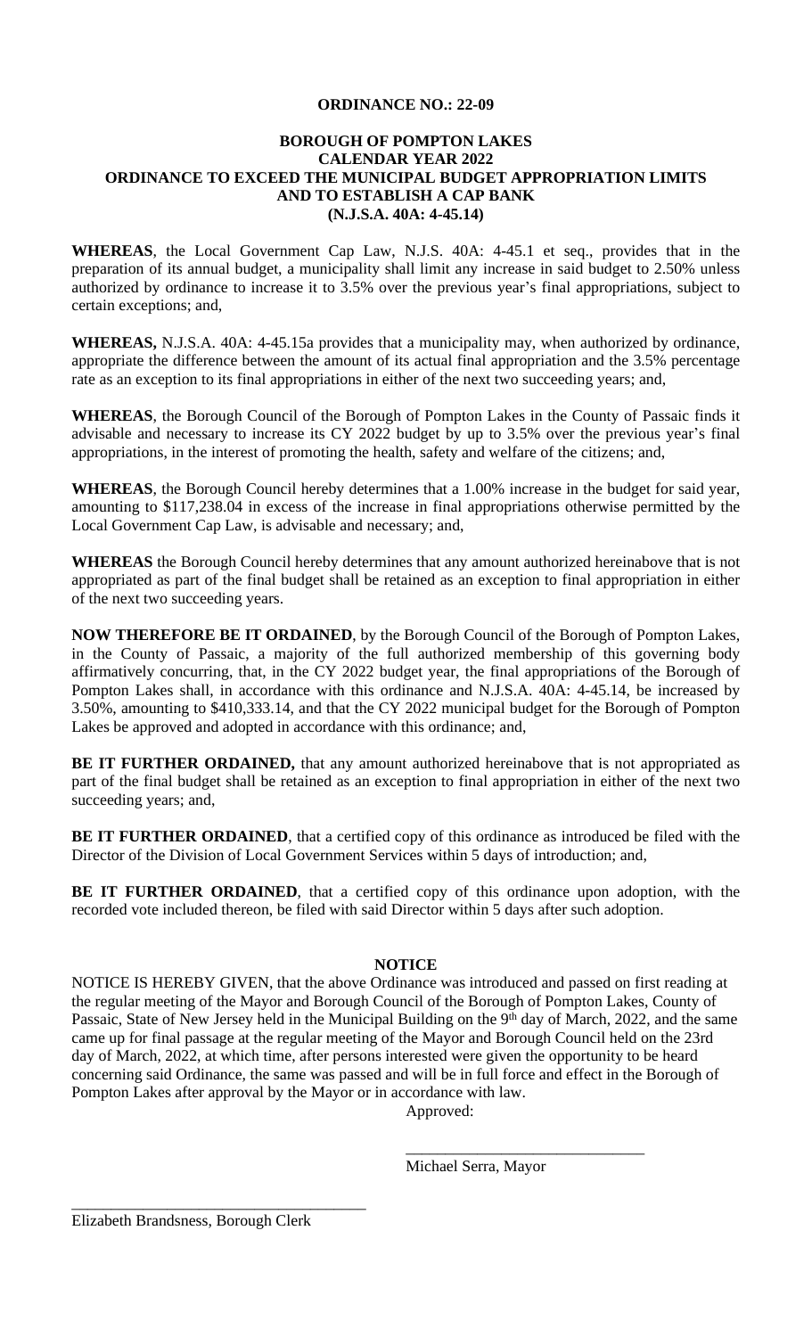**ORDINANCE NO.: 22-09**

**BOROUGH OF POMPTON LAKES**
**CALENDAR YEAR 2022**
**ORDINANCE TO EXCEED THE MUNICIPAL BUDGET APPROPRIATION LIMITS AND TO ESTABLISH A CAP BANK**
**(N.J.S.A. 40A: 4-45.14)**

**WHEREAS**, the Local Government Cap Law, N.J.S. 40A: 4-45.1 et seq., provides that in the preparation of its annual budget, a municipality shall limit any increase in said budget to 2.50% unless authorized by ordinance to increase it to 3.5% over the previous year's final appropriations, subject to certain exceptions; and,

**WHEREAS,** N.J.S.A. 40A: 4-45.15a provides that a municipality may, when authorized by ordinance, appropriate the difference between the amount of its actual final appropriation and the 3.5% percentage rate as an exception to its final appropriations in either of the next two succeeding years; and,

**WHEREAS**, the Borough Council of the Borough of Pompton Lakes in the County of Passaic finds it advisable and necessary to increase its CY 2022 budget by up to 3.5% over the previous year's final appropriations, in the interest of promoting the health, safety and welfare of the citizens; and,

**WHEREAS**, the Borough Council hereby determines that a 1.00% increase in the budget for said year, amounting to $117,238.04 in excess of the increase in final appropriations otherwise permitted by the Local Government Cap Law, is advisable and necessary; and,

**WHEREAS** the Borough Council hereby determines that any amount authorized hereinabove that is not appropriated as part of the final budget shall be retained as an exception to final appropriation in either of the next two succeeding years.

**NOW THEREFORE BE IT ORDAINED**, by the Borough Council of the Borough of Pompton Lakes, in the County of Passaic, a majority of the full authorized membership of this governing body affirmatively concurring, that, in the CY 2022 budget year, the final appropriations of the Borough of Pompton Lakes shall, in accordance with this ordinance and N.J.S.A. 40A: 4-45.14, be increased by 3.50%, amounting to $410,333.14, and that the CY 2022 municipal budget for the Borough of Pompton Lakes be approved and adopted in accordance with this ordinance; and,

**BE IT FURTHER ORDAINED,** that any amount authorized hereinabove that is not appropriated as part of the final budget shall be retained as an exception to final appropriation in either of the next two succeeding years; and,

**BE IT FURTHER ORDAINED**, that a certified copy of this ordinance as introduced be filed with the Director of the Division of Local Government Services within 5 days of introduction; and,

**BE IT FURTHER ORDAINED**, that a certified copy of this ordinance upon adoption, with the recorded vote included thereon, be filed with said Director within 5 days after such adoption.

**NOTICE**

NOTICE IS HEREBY GIVEN, that the above Ordinance was introduced and passed on first reading at the regular meeting of the Mayor and Borough Council of the Borough of Pompton Lakes, County of Passaic, State of New Jersey held in the Municipal Building on the 9th day of March, 2022, and the same came up for final passage at the regular meeting of the Mayor and Borough Council held on the 23rd day of March, 2022, at which time, after persons interested were given the opportunity to be heard concerning said Ordinance, the same was passed and will be in full force and effect in the Borough of Pompton Lakes after approval by the Mayor or in accordance with law.

Approved:

\_\_\_\_\_\_\_\_\_\_\_\_\_\_\_\_\_\_\_\_\_\_\_\_\_\_\_\_\_\_
Michael Serra, Mayor

\_\_\_\_\_\_\_\_\_\_\_\_\_\_\_\_\_\_\_\_\_\_\_\_\_\_\_\_\_\_
Elizabeth Brandsness, Borough Clerk